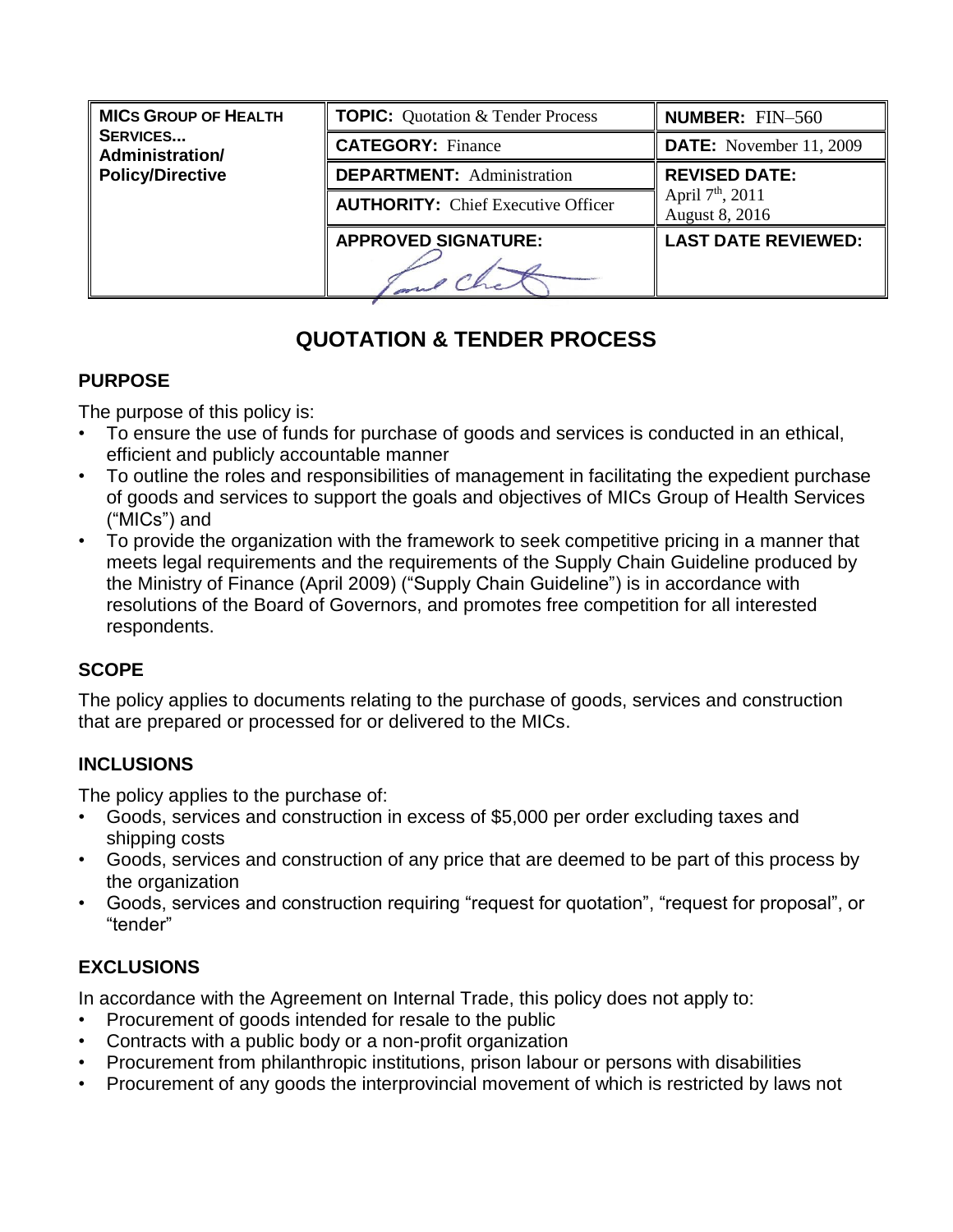| MICs GROUP OF HEALTH SERVICES... Administration/ Policy/Directive | TOPIC: Quotation & Tender Process | NUMBER: FIN–560 |
| --- | --- | --- |
| | CATEGORY: Finance | DATE: November 11, 2009 |
| | DEPARTMENT: Administration | REVISED DATE: April 7th, 2011 August 8, 2016 |
| | AUTHORITY: Chief Executive Officer | |
| | APPROVED SIGNATURE: | LAST DATE REVIEWED: |

# QUOTATION & TENDER PROCESS

## PURPOSE

The purpose of this policy is:

- To ensure the use of funds for purchase of goods and services is conducted in an ethical, efficient and publicly accountable manner
- To outline the roles and responsibilities of management in facilitating the expedient purchase of goods and services to support the goals and objectives of MICs Group of Health Services ("MICs") and
- To provide the organization with the framework to seek competitive pricing in a manner that meets legal requirements and the requirements of the Supply Chain Guideline produced by the Ministry of Finance (April 2009) ("Supply Chain Guideline") is in accordance with resolutions of the Board of Governors, and promotes free competition for all interested respondents.

## SCOPE

The policy applies to documents relating to the purchase of goods, services and construction that are prepared or processed for or delivered to the MICs.

## INCLUSIONS

The policy applies to the purchase of:

- Goods, services and construction in excess of $5,000 per order excluding taxes and shipping costs
- Goods, services and construction of any price that are deemed to be part of this process by the organization
- Goods, services and construction requiring "request for quotation", "request for proposal", or "tender"

## EXCLUSIONS

In accordance with the Agreement on Internal Trade, this policy does not apply to:

- Procurement of goods intended for resale to the public
- Contracts with a public body or a non-profit organization
- Procurement from philanthropic institutions, prison labour or persons with disabilities
- Procurement of any goods the interprovincial movement of which is restricted by laws not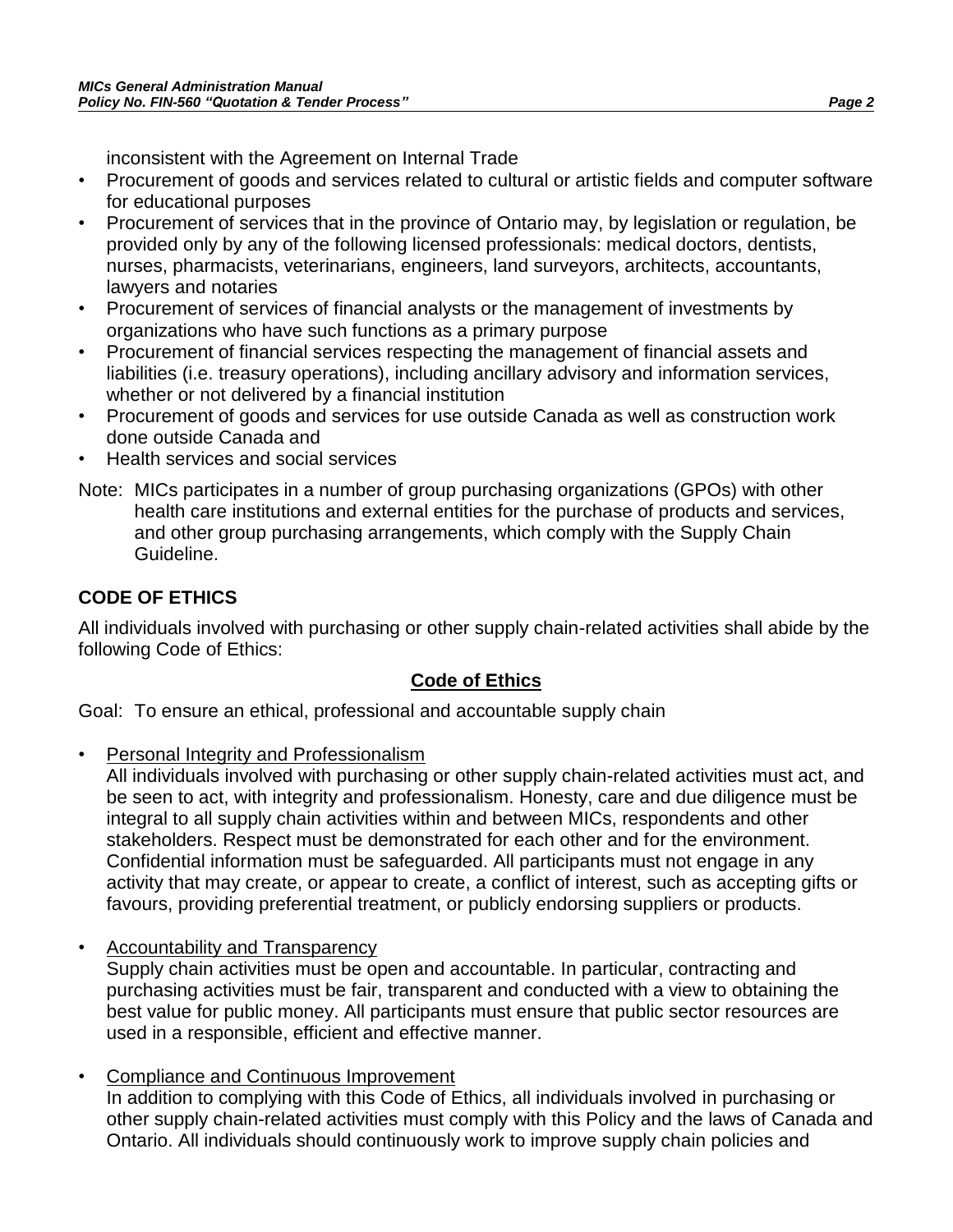inconsistent with the Agreement on Internal Trade

- Procurement of goods and services related to cultural or artistic fields and computer software for educational purposes
- Procurement of services that in the province of Ontario may, by legislation or regulation, be provided only by any of the following licensed professionals: medical doctors, dentists, nurses, pharmacists, veterinarians, engineers, land surveyors, architects, accountants, lawyers and notaries
- Procurement of services of financial analysts or the management of investments by organizations who have such functions as a primary purpose
- Procurement of financial services respecting the management of financial assets and liabilities (i.e. treasury operations), including ancillary advisory and information services, whether or not delivered by a financial institution
- Procurement of goods and services for use outside Canada as well as construction work done outside Canada and
- Health services and social services

Note: MICs participates in a number of group purchasing organizations (GPOs) with other health care institutions and external entities for the purchase of products and services, and other group purchasing arrangements, which comply with the Supply Chain Guideline.

## CODE OF ETHICS

All individuals involved with purchasing or other supply chain-related activities shall abide by the following Code of Ethics:

### Code of Ethics

Goal: To ensure an ethical, professional and accountable supply chain

- Personal Integrity and Professionalism
  All individuals involved with purchasing or other supply chain-related activities must act, and be seen to act, with integrity and professionalism. Honesty, care and due diligence must be integral to all supply chain activities within and between MICs, respondents and other stakeholders. Respect must be demonstrated for each other and for the environment. Confidential information must be safeguarded. All participants must not engage in any activity that may create, or appear to create, a conflict of interest, such as accepting gifts or favours, providing preferential treatment, or publicly endorsing suppliers or products.

- Accountability and Transparency
  Supply chain activities must be open and accountable. In particular, contracting and purchasing activities must be fair, transparent and conducted with a view to obtaining the best value for public money. All participants must ensure that public sector resources are used in a responsible, efficient and effective manner.

- Compliance and Continuous Improvement
  In addition to complying with this Code of Ethics, all individuals involved in purchasing or other supply chain-related activities must comply with this Policy and the laws of Canada and Ontario. All individuals should continuously work to improve supply chain policies and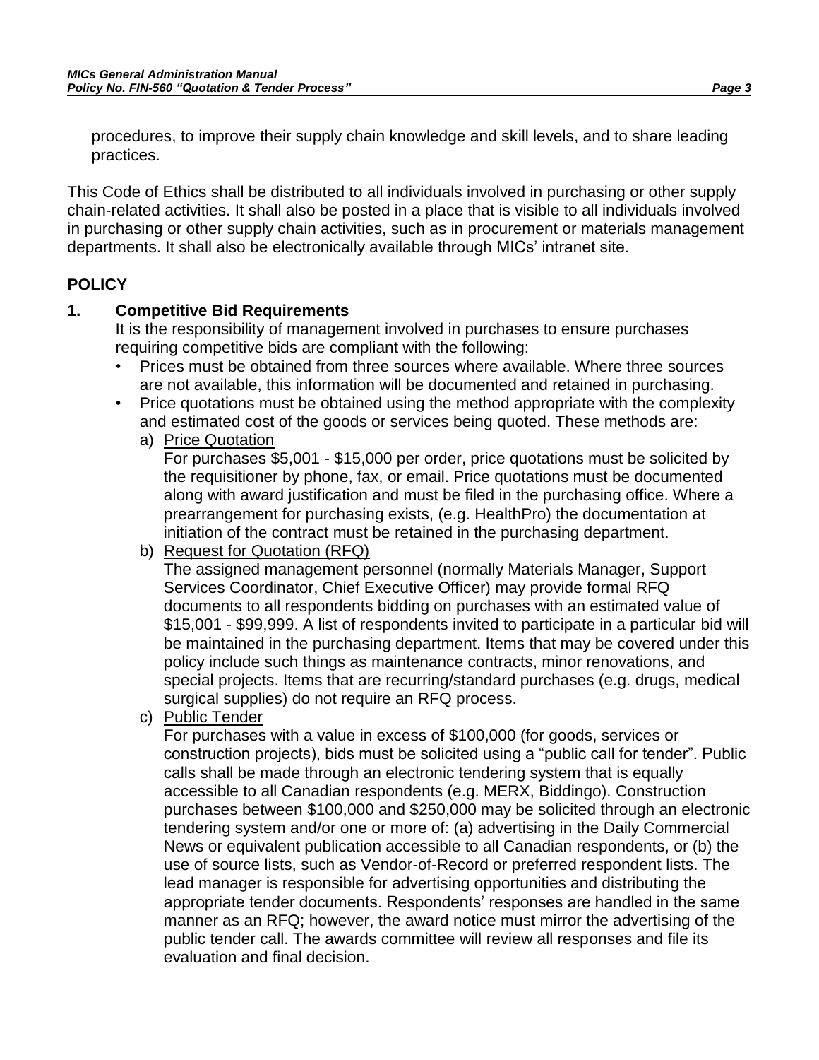procedures, to improve their supply chain knowledge and skill levels, and to share leading practices.

This Code of Ethics shall be distributed to all individuals involved in purchasing or other supply chain-related activities. It shall also be posted in a place that is visible to all individuals involved in purchasing or other supply chain activities, such as in procurement or materials management departments. It shall also be electronically available through MICs' intranet site.

## POLICY

### 1. Competitive Bid Requirements

It is the responsibility of management involved in purchases to ensure purchases requiring competitive bids are compliant with the following:

- Prices must be obtained from three sources where available. Where three sources are not available, this information will be documented and retained in purchasing.
- Price quotations must be obtained using the method appropriate with the complexity and estimated cost of the goods or services being quoted. These methods are:

  a) Price Quotation

  For purchases $5,001 - $15,000 per order, price quotations must be solicited by the requisitioner by phone, fax, or email. Price quotations must be documented along with award justification and must be filed in the purchasing office. Where a prearrangement for purchasing exists, (e.g. HealthPro) the documentation at initiation of the contract must be retained in the purchasing department.

  b) Request for Quotation (RFQ)

  The assigned management personnel (normally Materials Manager, Support Services Coordinator, Chief Executive Officer) may provide formal RFQ documents to all respondents bidding on purchases with an estimated value of $15,001 - $99,999. A list of respondents invited to participate in a particular bid will be maintained in the purchasing department. Items that may be covered under this policy include such things as maintenance contracts, minor renovations, and special projects. Items that are recurring/standard purchases (e.g. drugs, medical surgical supplies) do not require an RFQ process.

  c) Public Tender

  For purchases with a value in excess of $100,000 (for goods, services or construction projects), bids must be solicited using a "public call for tender". Public calls shall be made through an electronic tendering system that is equally accessible to all Canadian respondents (e.g. MERX, Biddingo). Construction purchases between $100,000 and $250,000 may be solicited through an electronic tendering system and/or one or more of: (a) advertising in the Daily Commercial News or equivalent publication accessible to all Canadian respondents, or (b) the use of source lists, such as Vendor-of-Record or preferred respondent lists. The lead manager is responsible for advertising opportunities and distributing the appropriate tender documents. Respondents' responses are handled in the same manner as an RFQ; however, the award notice must mirror the advertising of the public tender call. The awards committee will review all responses and file its evaluation and final decision.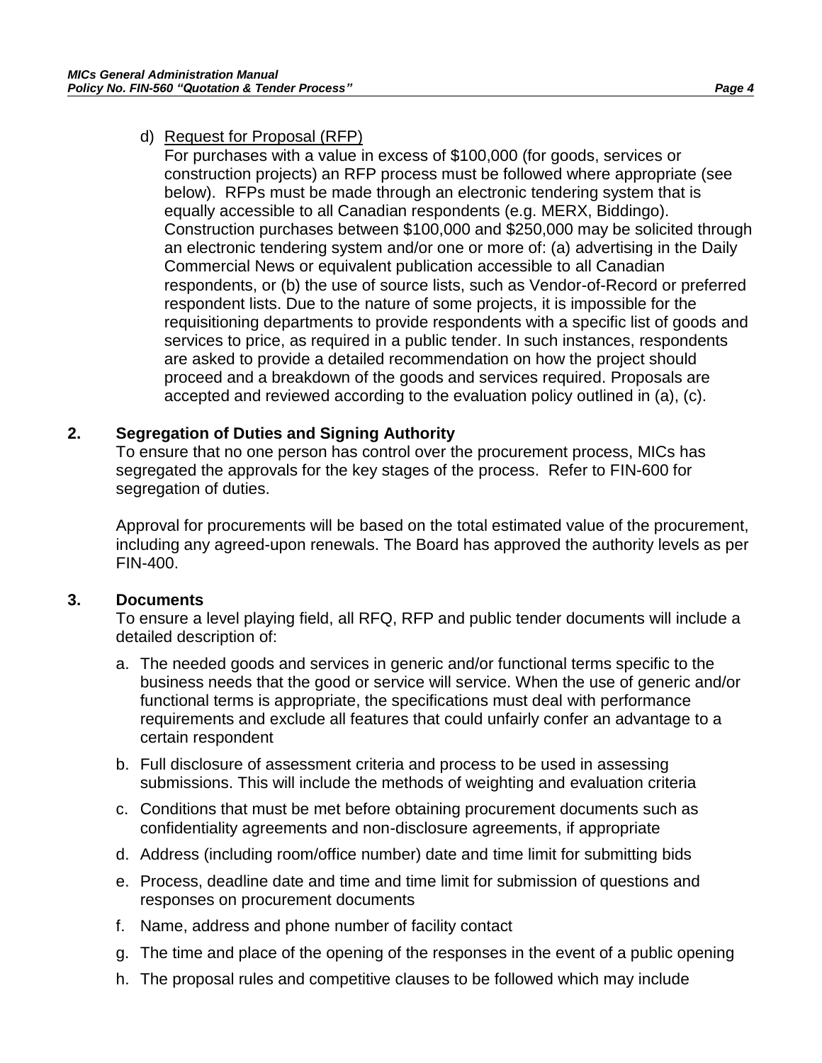d) Request for Proposal (RFP)

For purchases with a value in excess of $100,000 (for goods, services or construction projects) an RFP process must be followed where appropriate (see below). RFPs must be made through an electronic tendering system that is equally accessible to all Canadian respondents (e.g. MERX, Biddingo). Construction purchases between $100,000 and $250,000 may be solicited through an electronic tendering system and/or one or more of: (a) advertising in the Daily Commercial News or equivalent publication accessible to all Canadian respondents, or (b) the use of source lists, such as Vendor-of-Record or preferred respondent lists. Due to the nature of some projects, it is impossible for the requisitioning departments to provide respondents with a specific list of goods and services to price, as required in a public tender. In such instances, respondents are asked to provide a detailed recommendation on how the project should proceed and a breakdown of the goods and services required. Proposals are accepted and reviewed according to the evaluation policy outlined in (a), (c).

## 2. Segregation of Duties and Signing Authority

To ensure that no one person has control over the procurement process, MICs has segregated the approvals for the key stages of the process. Refer to FIN-600 for segregation of duties.

Approval for procurements will be based on the total estimated value of the procurement, including any agreed-upon renewals. The Board has approved the authority levels as per FIN-400.

## 3. Documents

To ensure a level playing field, all RFQ, RFP and public tender documents will include a detailed description of:

a. The needed goods and services in generic and/or functional terms specific to the business needs that the good or service will service. When the use of generic and/or functional terms is appropriate, the specifications must deal with performance requirements and exclude all features that could unfairly confer an advantage to a certain respondent

b. Full disclosure of assessment criteria and process to be used in assessing submissions. This will include the methods of weighting and evaluation criteria

c. Conditions that must be met before obtaining procurement documents such as confidentiality agreements and non-disclosure agreements, if appropriate

d. Address (including room/office number) date and time limit for submitting bids

e. Process, deadline date and time and time limit for submission of questions and responses on procurement documents

f. Name, address and phone number of facility contact

g. The time and place of the opening of the responses in the event of a public opening

h. The proposal rules and competitive clauses to be followed which may include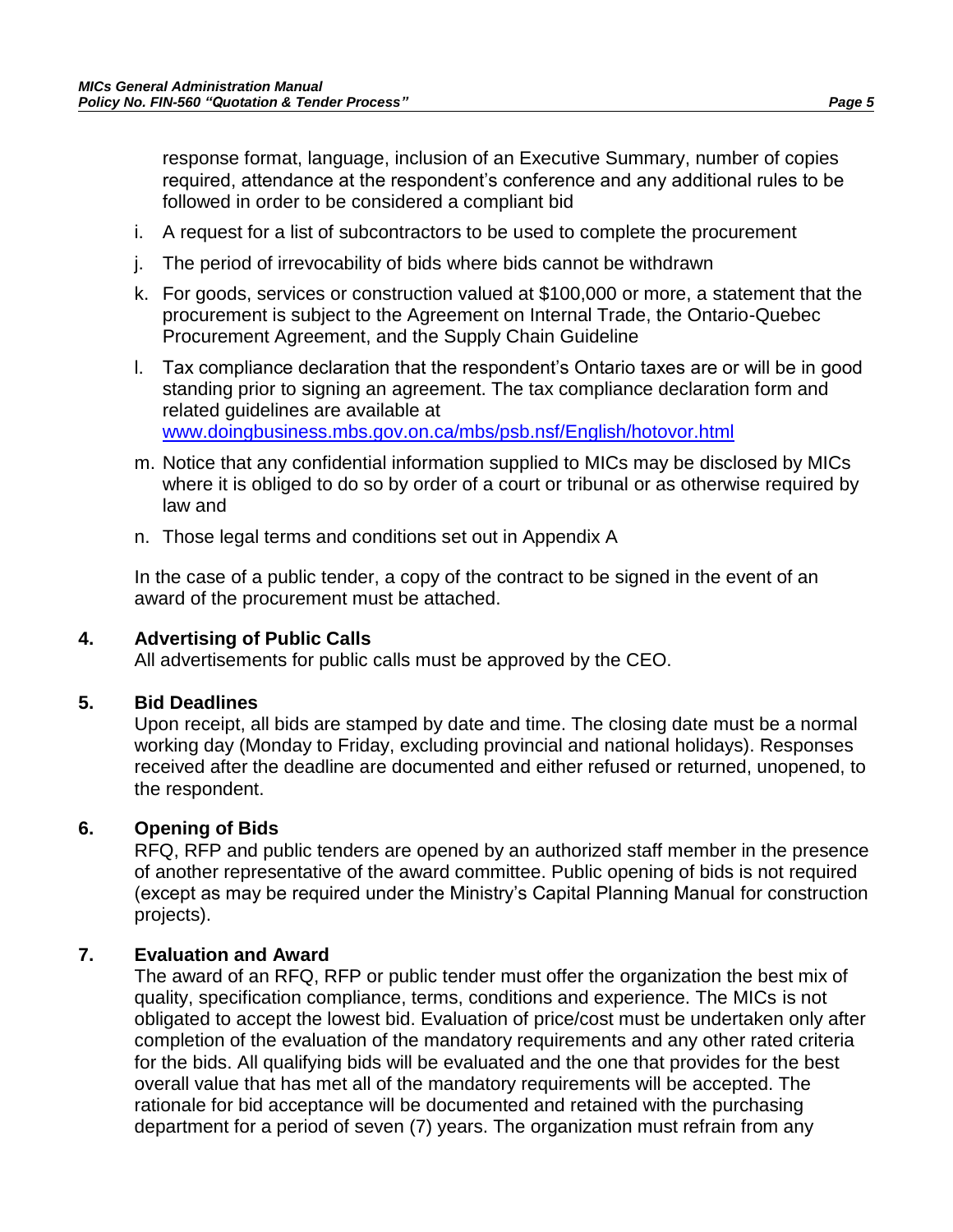response format, language, inclusion of an Executive Summary, number of copies required, attendance at the respondent's conference and any additional rules to be followed in order to be considered a compliant bid

i. A request for a list of subcontractors to be used to complete the procurement

j. The period of irrevocability of bids where bids cannot be withdrawn

k. For goods, services or construction valued at $100,000 or more, a statement that the procurement is subject to the Agreement on Internal Trade, the Ontario-Quebec Procurement Agreement, and the Supply Chain Guideline

l. Tax compliance declaration that the respondent's Ontario taxes are or will be in good standing prior to signing an agreement. The tax compliance declaration form and related guidelines are available at www.doingbusiness.mbs.gov.on.ca/mbs/psb.nsf/English/hotovor.html

m. Notice that any confidential information supplied to MICs may be disclosed by MICs where it is obliged to do so by order of a court or tribunal or as otherwise required by law and

n. Those legal terms and conditions set out in Appendix A

In the case of a public tender, a copy of the contract to be signed in the event of an award of the procurement must be attached.

## 4. Advertising of Public Calls

All advertisements for public calls must be approved by the CEO.

## 5. Bid Deadlines

Upon receipt, all bids are stamped by date and time. The closing date must be a normal working day (Monday to Friday, excluding provincial and national holidays). Responses received after the deadline are documented and either refused or returned, unopened, to the respondent.

## 6. Opening of Bids

RFQ, RFP and public tenders are opened by an authorized staff member in the presence of another representative of the award committee. Public opening of bids is not required (except as may be required under the Ministry's Capital Planning Manual for construction projects).

## 7. Evaluation and Award

The award of an RFQ, RFP or public tender must offer the organization the best mix of quality, specification compliance, terms, conditions and experience. The MICs is not obligated to accept the lowest bid. Evaluation of price/cost must be undertaken only after completion of the evaluation of the mandatory requirements and any other rated criteria for the bids. All qualifying bids will be evaluated and the one that provides for the best overall value that has met all of the mandatory requirements will be accepted. The rationale for bid acceptance will be documented and retained with the purchasing department for a period of seven (7) years. The organization must refrain from any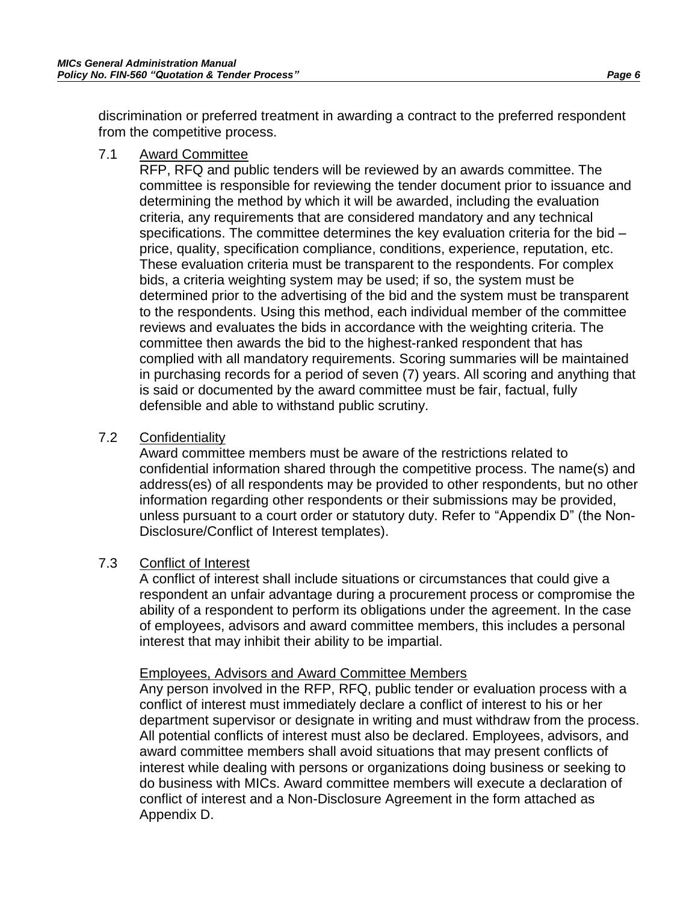discrimination or preferred treatment in awarding a contract to the preferred respondent from the competitive process.

### 7.1 Award Committee

RFP, RFQ and public tenders will be reviewed by an awards committee. The committee is responsible for reviewing the tender document prior to issuance and determining the method by which it will be awarded, including the evaluation criteria, any requirements that are considered mandatory and any technical specifications. The committee determines the key evaluation criteria for the bid – price, quality, specification compliance, conditions, experience, reputation, etc. These evaluation criteria must be transparent to the respondents. For complex bids, a criteria weighting system may be used; if so, the system must be determined prior to the advertising of the bid and the system must be transparent to the respondents. Using this method, each individual member of the committee reviews and evaluates the bids in accordance with the weighting criteria. The committee then awards the bid to the highest-ranked respondent that has complied with all mandatory requirements. Scoring summaries will be maintained in purchasing records for a period of seven (7) years. All scoring and anything that is said or documented by the award committee must be fair, factual, fully defensible and able to withstand public scrutiny.

### 7.2 Confidentiality

Award committee members must be aware of the restrictions related to confidential information shared through the competitive process. The name(s) and address(es) of all respondents may be provided to other respondents, but no other information regarding other respondents or their submissions may be provided, unless pursuant to a court order or statutory duty. Refer to "Appendix D" (the Non-Disclosure/Conflict of Interest templates).

### 7.3 Conflict of Interest

A conflict of interest shall include situations or circumstances that could give a respondent an unfair advantage during a procurement process or compromise the ability of a respondent to perform its obligations under the agreement. In the case of employees, advisors and award committee members, this includes a personal interest that may inhibit their ability to be impartial.

#### Employees, Advisors and Award Committee Members

Any person involved in the RFP, RFQ, public tender or evaluation process with a conflict of interest must immediately declare a conflict of interest to his or her department supervisor or designate in writing and must withdraw from the process. All potential conflicts of interest must also be declared. Employees, advisors, and award committee members shall avoid situations that may present conflicts of interest while dealing with persons or organizations doing business or seeking to do business with MICs. Award committee members will execute a declaration of conflict of interest and a Non-Disclosure Agreement in the form attached as Appendix D.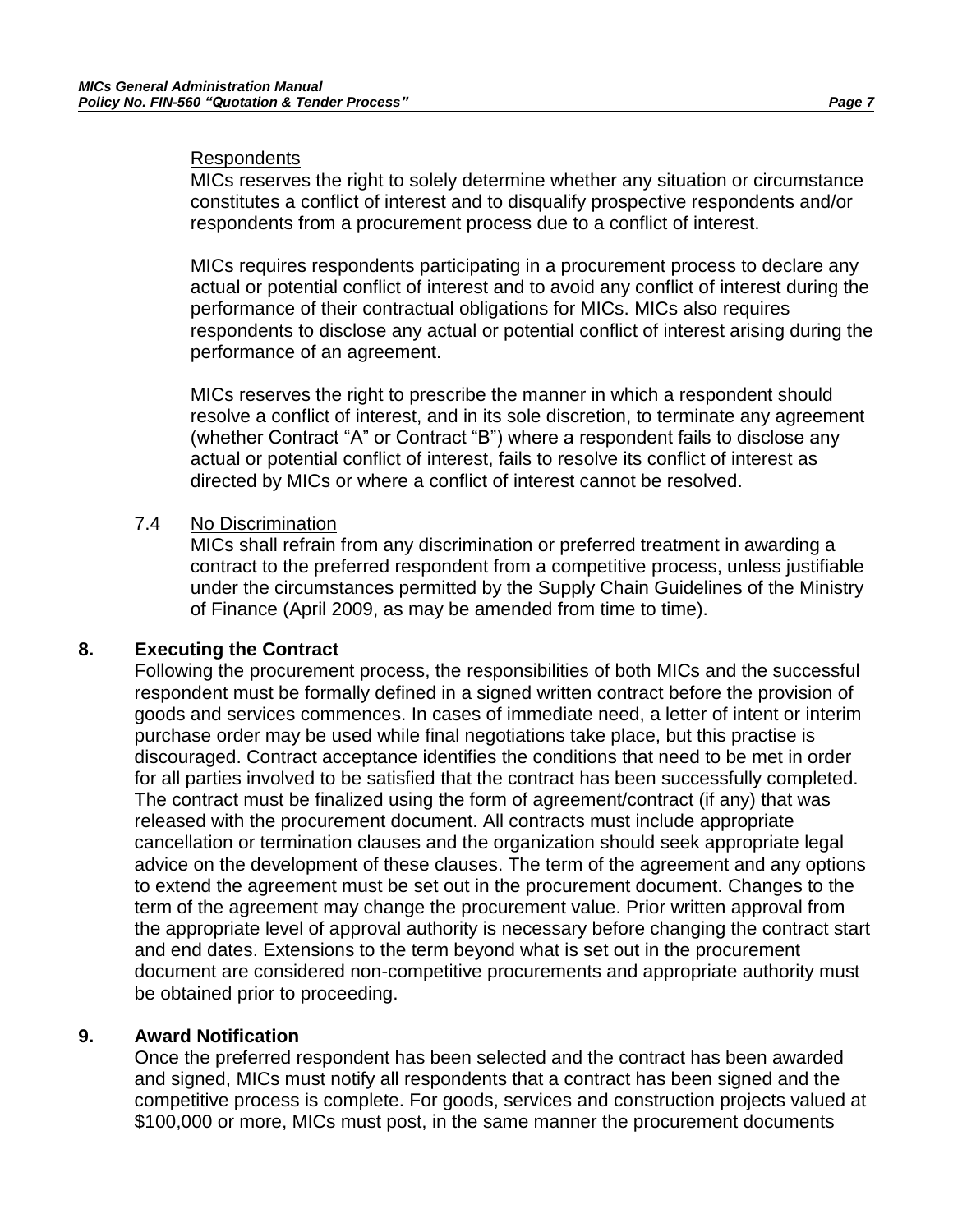Respondents

MICs reserves the right to solely determine whether any situation or circumstance constitutes a conflict of interest and to disqualify prospective respondents and/or respondents from a procurement process due to a conflict of interest.

MICs requires respondents participating in a procurement process to declare any actual or potential conflict of interest and to avoid any conflict of interest during the performance of their contractual obligations for MICs. MICs also requires respondents to disclose any actual or potential conflict of interest arising during the performance of an agreement.

MICs reserves the right to prescribe the manner in which a respondent should resolve a conflict of interest, and in its sole discretion, to terminate any agreement (whether Contract "A" or Contract "B") where a respondent fails to disclose any actual or potential conflict of interest, fails to resolve its conflict of interest as directed by MICs or where a conflict of interest cannot be resolved.

7.4 No Discrimination

MICs shall refrain from any discrimination or preferred treatment in awarding a contract to the preferred respondent from a competitive process, unless justifiable under the circumstances permitted by the Supply Chain Guidelines of the Ministry of Finance (April 2009, as may be amended from time to time).

## 8. Executing the Contract

Following the procurement process, the responsibilities of both MICs and the successful respondent must be formally defined in a signed written contract before the provision of goods and services commences. In cases of immediate need, a letter of intent or interim purchase order may be used while final negotiations take place, but this practise is discouraged. Contract acceptance identifies the conditions that need to be met in order for all parties involved to be satisfied that the contract has been successfully completed. The contract must be finalized using the form of agreement/contract (if any) that was released with the procurement document. All contracts must include appropriate cancellation or termination clauses and the organization should seek appropriate legal advice on the development of these clauses. The term of the agreement and any options to extend the agreement must be set out in the procurement document. Changes to the term of the agreement may change the procurement value. Prior written approval from the appropriate level of approval authority is necessary before changing the contract start and end dates. Extensions to the term beyond what is set out in the procurement document are considered non-competitive procurements and appropriate authority must be obtained prior to proceeding.

## 9. Award Notification

Once the preferred respondent has been selected and the contract has been awarded and signed, MICs must notify all respondents that a contract has been signed and the competitive process is complete. For goods, services and construction projects valued at $100,000 or more, MICs must post, in the same manner the procurement documents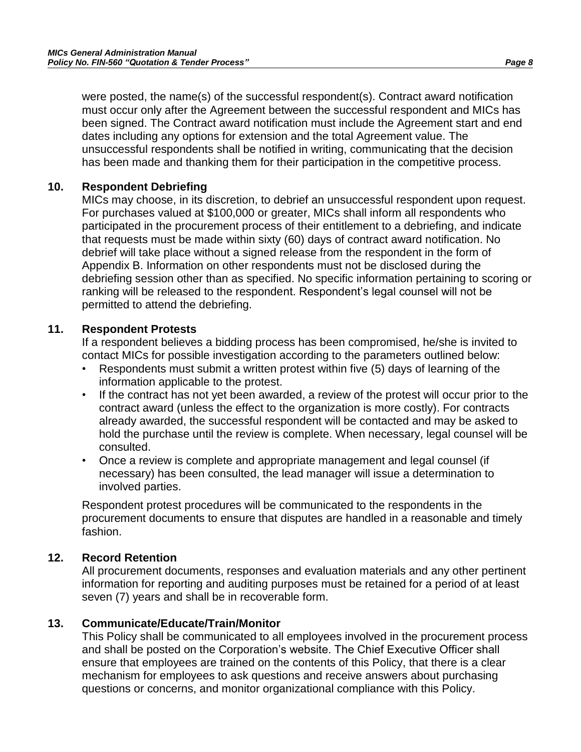were posted, the name(s) of the successful respondent(s). Contract award notification must occur only after the Agreement between the successful respondent and MICs has been signed. The Contract award notification must include the Agreement start and end dates including any options for extension and the total Agreement value. The unsuccessful respondents shall be notified in writing, communicating that the decision has been made and thanking them for their participation in the competitive process.

## 10. Respondent Debriefing

MICs may choose, in its discretion, to debrief an unsuccessful respondent upon request. For purchases valued at $100,000 or greater, MICs shall inform all respondents who participated in the procurement process of their entitlement to a debriefing, and indicate that requests must be made within sixty (60) days of contract award notification. No debrief will take place without a signed release from the respondent in the form of Appendix B. Information on other respondents must not be disclosed during the debriefing session other than as specified. No specific information pertaining to scoring or ranking will be released to the respondent. Respondent's legal counsel will not be permitted to attend the debriefing.

## 11. Respondent Protests

If a respondent believes a bidding process has been compromised, he/she is invited to contact MICs for possible investigation according to the parameters outlined below:

- Respondents must submit a written protest within five (5) days of learning of the information applicable to the protest.
- If the contract has not yet been awarded, a review of the protest will occur prior to the contract award (unless the effect to the organization is more costly). For contracts already awarded, the successful respondent will be contacted and may be asked to hold the purchase until the review is complete. When necessary, legal counsel will be consulted.
- Once a review is complete and appropriate management and legal counsel (if necessary) has been consulted, the lead manager will issue a determination to involved parties.

Respondent protest procedures will be communicated to the respondents in the procurement documents to ensure that disputes are handled in a reasonable and timely fashion.

## 12. Record Retention

All procurement documents, responses and evaluation materials and any other pertinent information for reporting and auditing purposes must be retained for a period of at least seven (7) years and shall be in recoverable form.

## 13. Communicate/Educate/Train/Monitor

This Policy shall be communicated to all employees involved in the procurement process and shall be posted on the Corporation's website. The Chief Executive Officer shall ensure that employees are trained on the contents of this Policy, that there is a clear mechanism for employees to ask questions and receive answers about purchasing questions or concerns, and monitor organizational compliance with this Policy.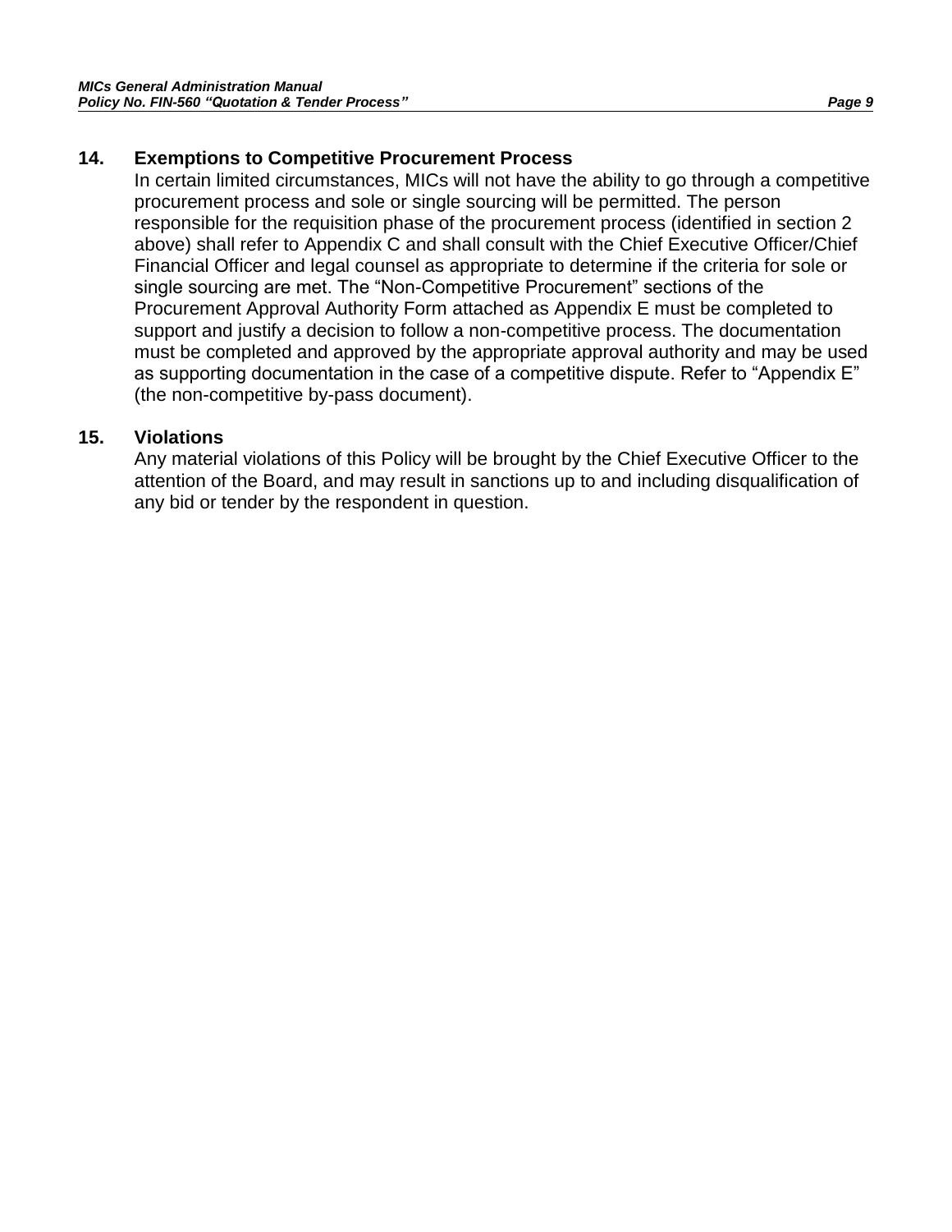## 14. Exemptions to Competitive Procurement Process

In certain limited circumstances, MICs will not have the ability to go through a competitive procurement process and sole or single sourcing will be permitted. The person responsible for the requisition phase of the procurement process (identified in section 2 above) shall refer to Appendix C and shall consult with the Chief Executive Officer/Chief Financial Officer and legal counsel as appropriate to determine if the criteria for sole or single sourcing are met. The "Non-Competitive Procurement" sections of the Procurement Approval Authority Form attached as Appendix E must be completed to support and justify a decision to follow a non-competitive process. The documentation must be completed and approved by the appropriate approval authority and may be used as supporting documentation in the case of a competitive dispute. Refer to "Appendix E" (the non-competitive by-pass document).

## 15. Violations

Any material violations of this Policy will be brought by the Chief Executive Officer to the attention of the Board, and may result in sanctions up to and including disqualification of any bid or tender by the respondent in question.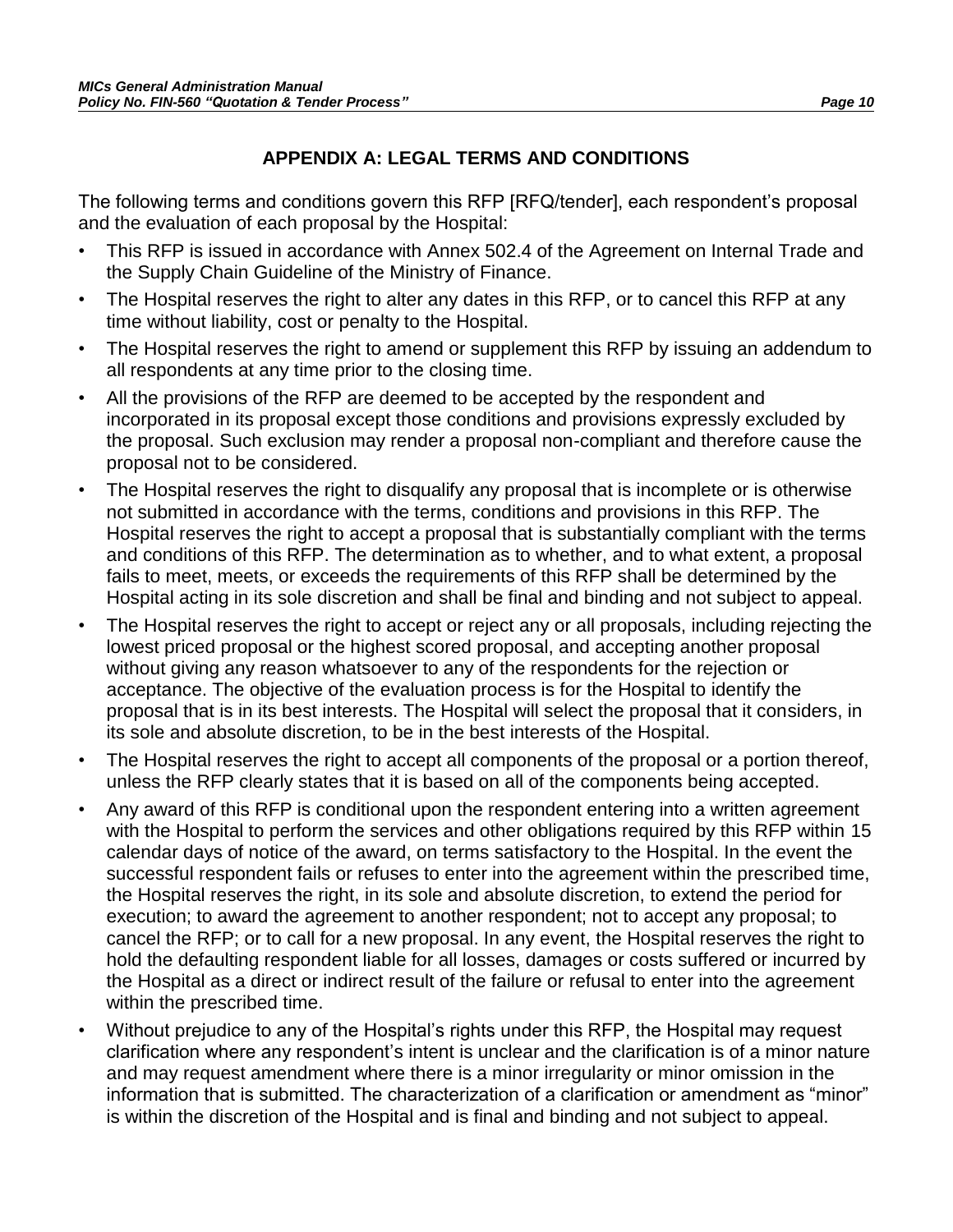## APPENDIX A: LEGAL TERMS AND CONDITIONS

The following terms and conditions govern this RFP [RFQ/tender], each respondent's proposal and the evaluation of each proposal by the Hospital:

- This RFP is issued in accordance with Annex 502.4 of the Agreement on Internal Trade and the Supply Chain Guideline of the Ministry of Finance.
- The Hospital reserves the right to alter any dates in this RFP, or to cancel this RFP at any time without liability, cost or penalty to the Hospital.
- The Hospital reserves the right to amend or supplement this RFP by issuing an addendum to all respondents at any time prior to the closing time.
- All the provisions of the RFP are deemed to be accepted by the respondent and incorporated in its proposal except those conditions and provisions expressly excluded by the proposal. Such exclusion may render a proposal non-compliant and therefore cause the proposal not to be considered.
- The Hospital reserves the right to disqualify any proposal that is incomplete or is otherwise not submitted in accordance with the terms, conditions and provisions in this RFP. The Hospital reserves the right to accept a proposal that is substantially compliant with the terms and conditions of this RFP. The determination as to whether, and to what extent, a proposal fails to meet, meets, or exceeds the requirements of this RFP shall be determined by the Hospital acting in its sole discretion and shall be final and binding and not subject to appeal.
- The Hospital reserves the right to accept or reject any or all proposals, including rejecting the lowest priced proposal or the highest scored proposal, and accepting another proposal without giving any reason whatsoever to any of the respondents for the rejection or acceptance. The objective of the evaluation process is for the Hospital to identify the proposal that is in its best interests. The Hospital will select the proposal that it considers, in its sole and absolute discretion, to be in the best interests of the Hospital.
- The Hospital reserves the right to accept all components of the proposal or a portion thereof, unless the RFP clearly states that it is based on all of the components being accepted.
- Any award of this RFP is conditional upon the respondent entering into a written agreement with the Hospital to perform the services and other obligations required by this RFP within 15 calendar days of notice of the award, on terms satisfactory to the Hospital. In the event the successful respondent fails or refuses to enter into the agreement within the prescribed time, the Hospital reserves the right, in its sole and absolute discretion, to extend the period for execution; to award the agreement to another respondent; not to accept any proposal; to cancel the RFP; or to call for a new proposal. In any event, the Hospital reserves the right to hold the defaulting respondent liable for all losses, damages or costs suffered or incurred by the Hospital as a direct or indirect result of the failure or refusal to enter into the agreement within the prescribed time.
- Without prejudice to any of the Hospital's rights under this RFP, the Hospital may request clarification where any respondent's intent is unclear and the clarification is of a minor nature and may request amendment where there is a minor irregularity or minor omission in the information that is submitted. The characterization of a clarification or amendment as "minor" is within the discretion of the Hospital and is final and binding and not subject to appeal.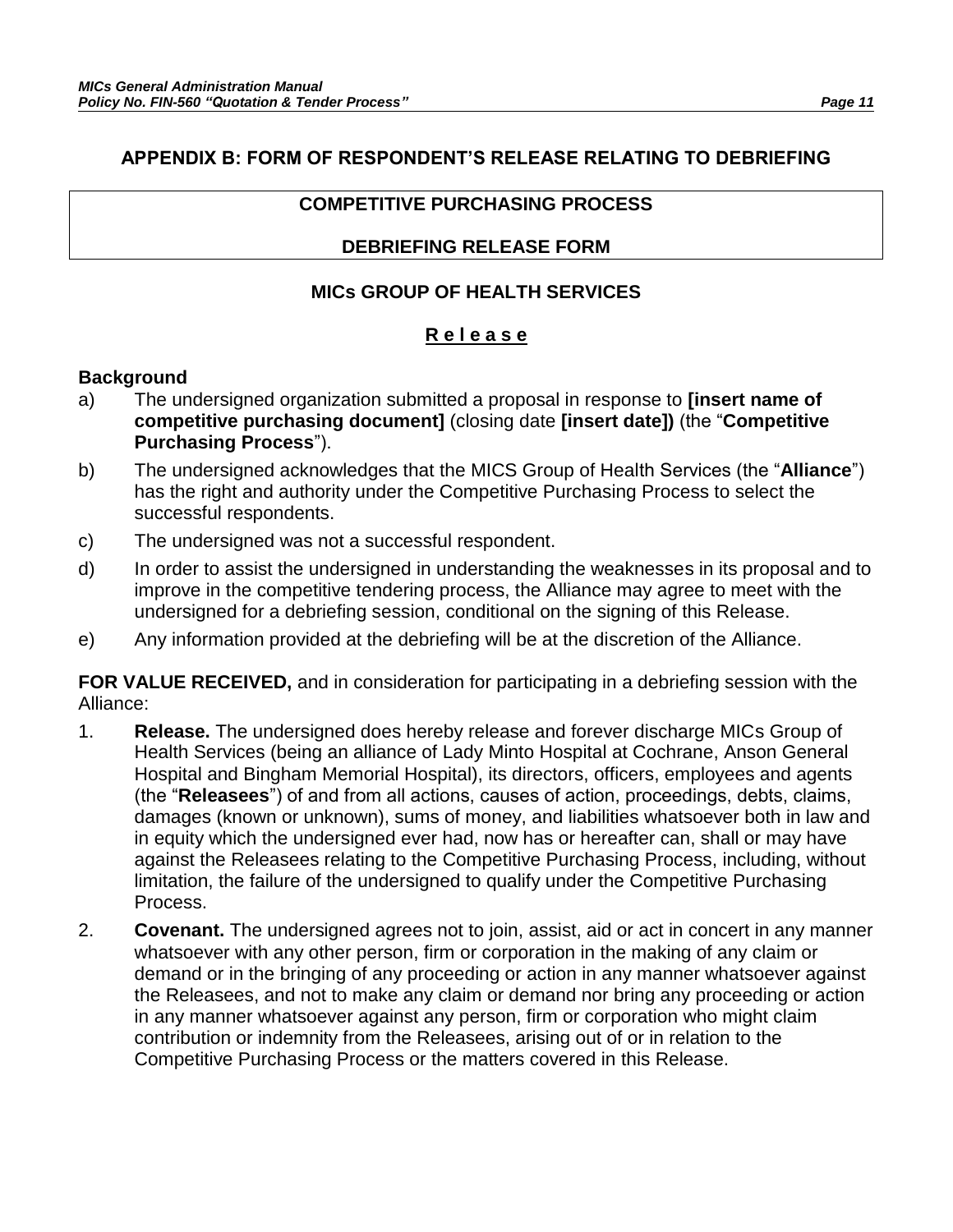## APPENDIX B: FORM OF RESPONDENT'S RELEASE RELATING TO DEBRIEFING

### COMPETITIVE PURCHASING PROCESS

### DEBRIEFING RELEASE FORM

### MICs GROUP OF HEALTH SERVICES

**R e l e a s e**

**Background**

a) The undersigned organization submitted a proposal in response to **[insert name of competitive purchasing document]** (closing date **[insert date])** (the "**Competitive Purchasing Process**").

b) The undersigned acknowledges that the MICS Group of Health Services (the "**Alliance**") has the right and authority under the Competitive Purchasing Process to select the successful respondents.

c) The undersigned was not a successful respondent.

d) In order to assist the undersigned in understanding the weaknesses in its proposal and to improve in the competitive tendering process, the Alliance may agree to meet with the undersigned for a debriefing session, conditional on the signing of this Release.

e) Any information provided at the debriefing will be at the discretion of the Alliance.

**FOR VALUE RECEIVED,** and in consideration for participating in a debriefing session with the Alliance:

1. **Release.** The undersigned does hereby release and forever discharge MICs Group of Health Services (being an alliance of Lady Minto Hospital at Cochrane, Anson General Hospital and Bingham Memorial Hospital), its directors, officers, employees and agents (the "**Releasees**") of and from all actions, causes of action, proceedings, debts, claims, damages (known or unknown), sums of money, and liabilities whatsoever both in law and in equity which the undersigned ever had, now has or hereafter can, shall or may have against the Releasees relating to the Competitive Purchasing Process, including, without limitation, the failure of the undersigned to qualify under the Competitive Purchasing Process.

2. **Covenant.** The undersigned agrees not to join, assist, aid or act in concert in any manner whatsoever with any other person, firm or corporation in the making of any claim or demand or in the bringing of any proceeding or action in any manner whatsoever against the Releasees, and not to make any claim or demand nor bring any proceeding or action in any manner whatsoever against any person, firm or corporation who might claim contribution or indemnity from the Releasees, arising out of or in relation to the Competitive Purchasing Process or the matters covered in this Release.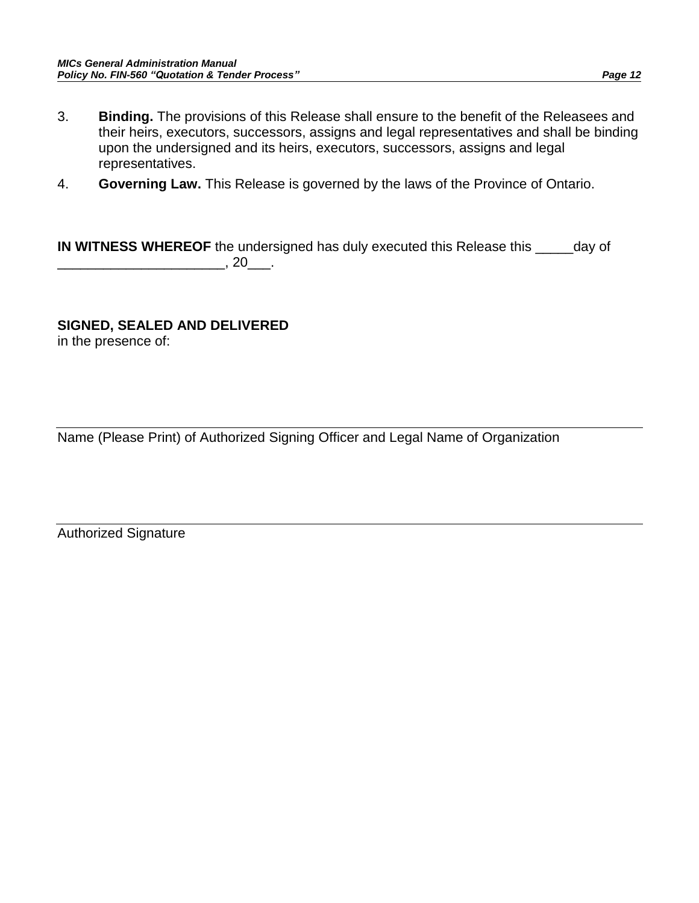3. **Binding.** The provisions of this Release shall ensure to the benefit of the Releasees and their heirs, executors, successors, assigns and legal representatives and shall be binding upon the undersigned and its heirs, executors, successors, assigns and legal representatives.

4. **Governing Law.** This Release is governed by the laws of the Province of Ontario.

**IN WITNESS WHEREOF** the undersigned has duly executed this Release this _____day of ______________________, 20___.

**SIGNED, SEALED AND DELIVERED**
in the presence of:

______________________________________________________________________

Name (Please Print) of Authorized Signing Officer and Legal Name of Organization

______________________________________________________________________

Authorized Signature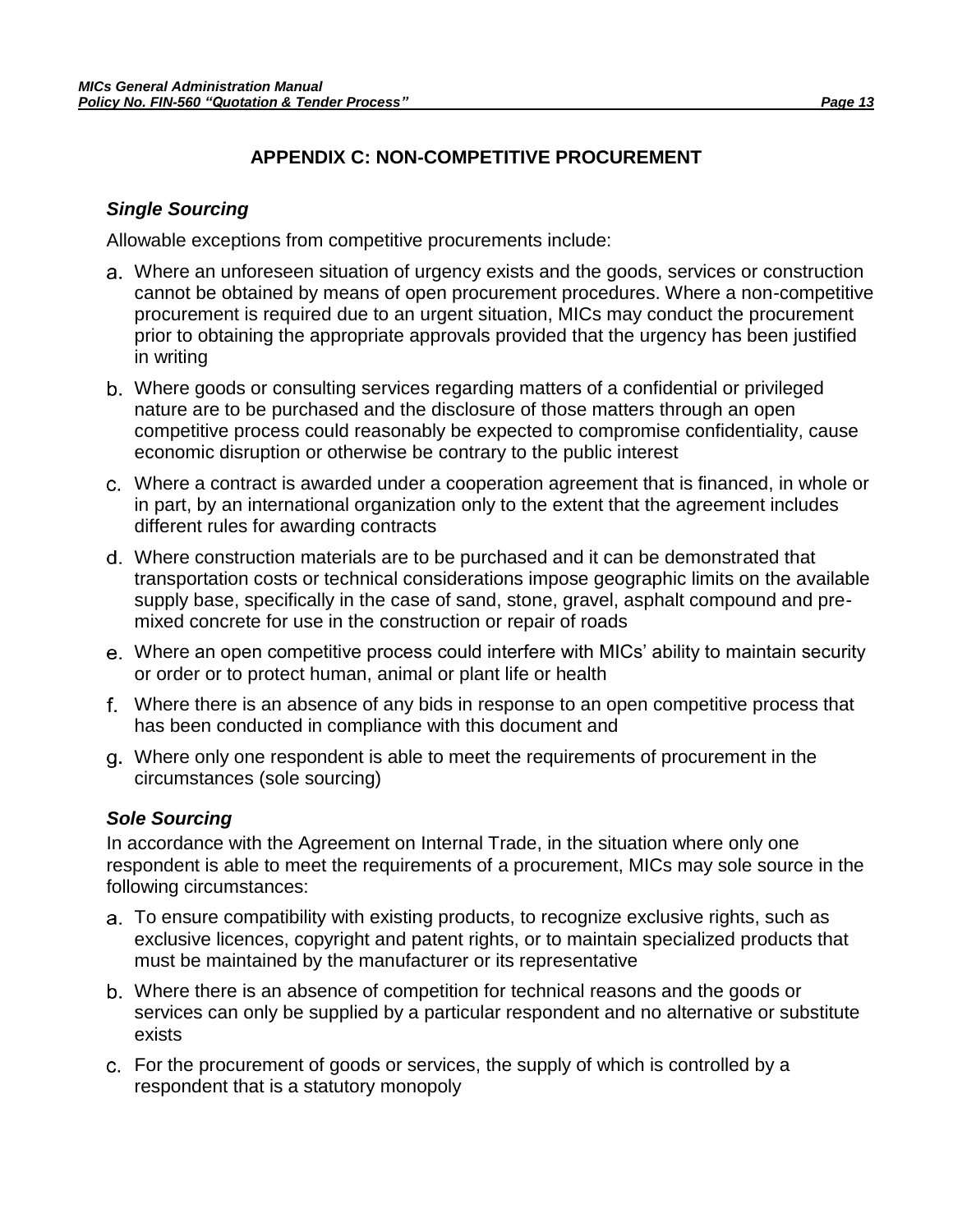## APPENDIX C: NON-COMPETITIVE PROCUREMENT

### *Single Sourcing*

Allowable exceptions from competitive procurements include:

a. Where an unforeseen situation of urgency exists and the goods, services or construction cannot be obtained by means of open procurement procedures. Where a non-competitive procurement is required due to an urgent situation, MICs may conduct the procurement prior to obtaining the appropriate approvals provided that the urgency has been justified in writing

b. Where goods or consulting services regarding matters of a confidential or privileged nature are to be purchased and the disclosure of those matters through an open competitive process could reasonably be expected to compromise confidentiality, cause economic disruption or otherwise be contrary to the public interest

c. Where a contract is awarded under a cooperation agreement that is financed, in whole or in part, by an international organization only to the extent that the agreement includes different rules for awarding contracts

d. Where construction materials are to be purchased and it can be demonstrated that transportation costs or technical considerations impose geographic limits on the available supply base, specifically in the case of sand, stone, gravel, asphalt compound and pre-mixed concrete for use in the construction or repair of roads

e. Where an open competitive process could interfere with MICs' ability to maintain security or order or to protect human, animal or plant life or health

f. Where there is an absence of any bids in response to an open competitive process that has been conducted in compliance with this document and

g. Where only one respondent is able to meet the requirements of procurement in the circumstances (sole sourcing)

### *Sole Sourcing*

In accordance with the Agreement on Internal Trade, in the situation where only one respondent is able to meet the requirements of a procurement, MICs may sole source in the following circumstances:

a. To ensure compatibility with existing products, to recognize exclusive rights, such as exclusive licences, copyright and patent rights, or to maintain specialized products that must be maintained by the manufacturer or its representative

b. Where there is an absence of competition for technical reasons and the goods or services can only be supplied by a particular respondent and no alternative or substitute exists

c. For the procurement of goods or services, the supply of which is controlled by a respondent that is a statutory monopoly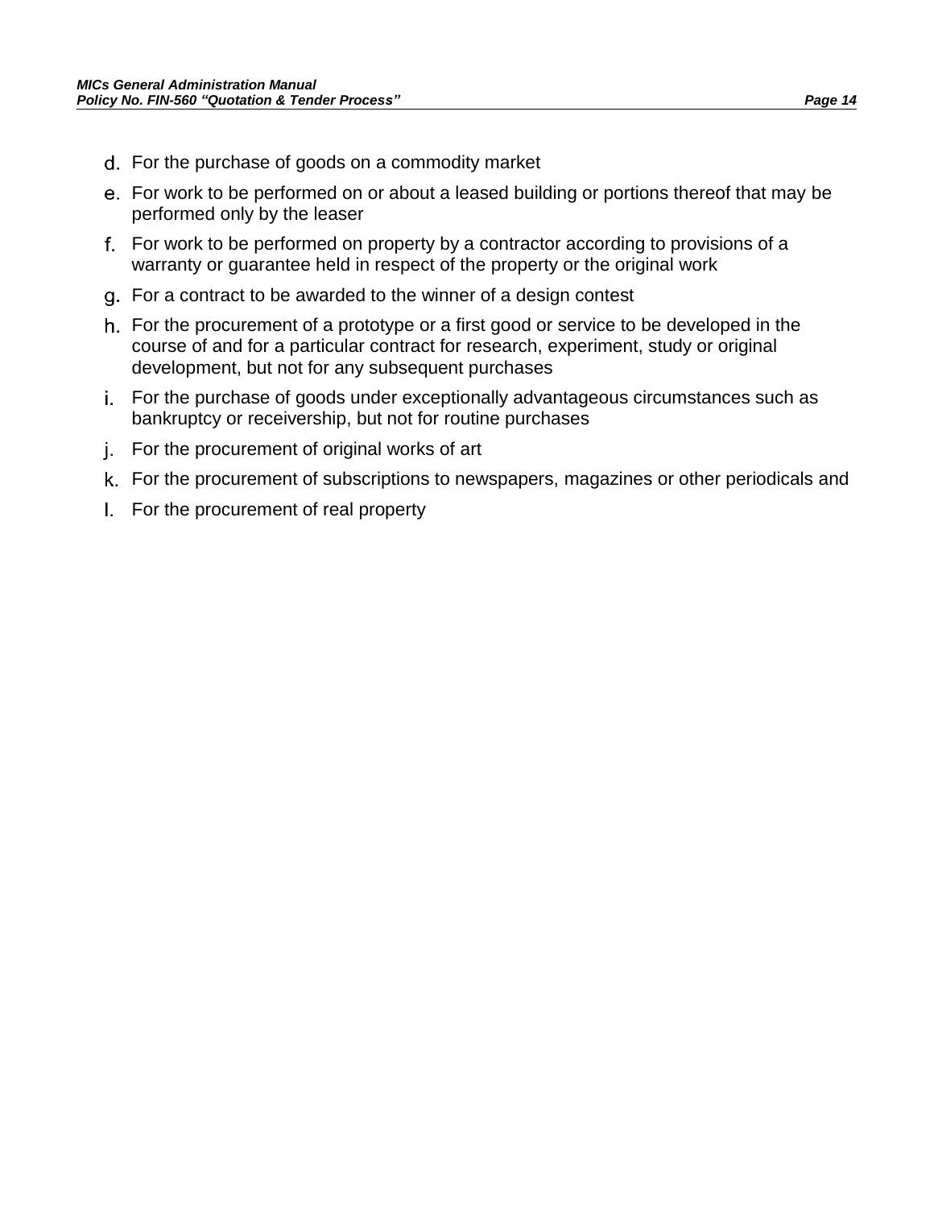d. For the purchase of goods on a commodity market
e. For work to be performed on or about a leased building or portions thereof that may be performed only by the leaser
f. For work to be performed on property by a contractor according to provisions of a warranty or guarantee held in respect of the property or the original work
g. For a contract to be awarded to the winner of a design contest
h. For the procurement of a prototype or a first good or service to be developed in the course of and for a particular contract for research, experiment, study or original development, but not for any subsequent purchases
i. For the purchase of goods under exceptionally advantageous circumstances such as bankruptcy or receivership, but not for routine purchases
j. For the procurement of original works of art
k. For the procurement of subscriptions to newspapers, magazines or other periodicals and
l. For the procurement of real property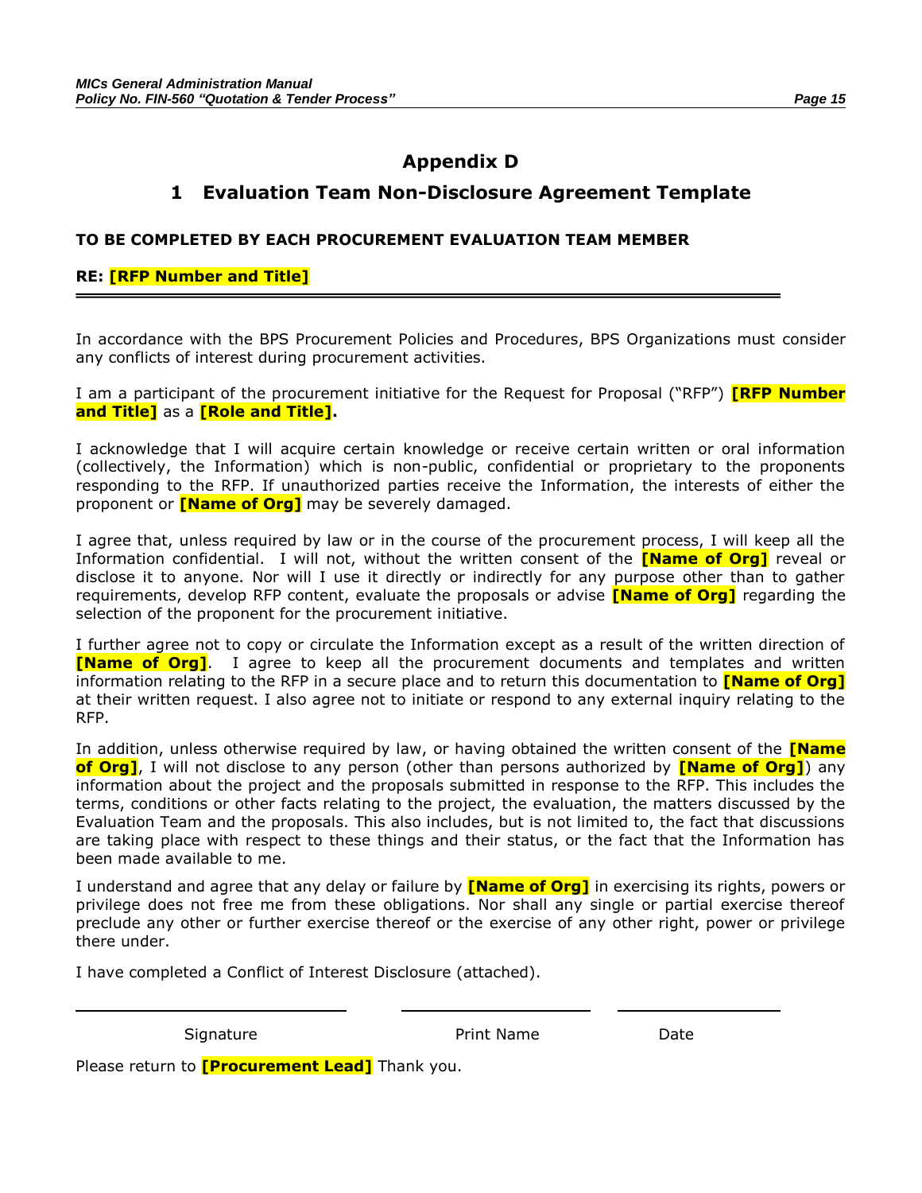# Appendix D

## 1 Evaluation Team Non-Disclosure Agreement Template

**TO BE COMPLETED BY EACH PROCUREMENT EVALUATION TEAM MEMBER**

**RE: [RFP Number and Title]**

---

In accordance with the BPS Procurement Policies and Procedures, BPS Organizations must consider any conflicts of interest during procurement activities.

I am a participant of the procurement initiative for the Request for Proposal ("RFP") **[RFP Number and Title]** as a **[Role and Title].**

I acknowledge that I will acquire certain knowledge or receive certain written or oral information (collectively, the Information) which is non-public, confidential or proprietary to the proponents responding to the RFP. If unauthorized parties receive the Information, the interests of either the proponent or **[Name of Org]** may be severely damaged.

I agree that, unless required by law or in the course of the procurement process, I will keep all the Information confidential. I will not, without the written consent of the **[Name of Org]** reveal or disclose it to anyone. Nor will I use it directly or indirectly for any purpose other than to gather requirements, develop RFP content, evaluate the proposals or advise **[Name of Org]** regarding the selection of the proponent for the procurement initiative.

I further agree not to copy or circulate the Information except as a result of the written direction of **[Name of Org]**. I agree to keep all the procurement documents and templates and written information relating to the RFP in a secure place and to return this documentation to **[Name of Org]** at their written request. I also agree not to initiate or respond to any external inquiry relating to the RFP.

In addition, unless otherwise required by law, or having obtained the written consent of the **[Name of Org]**, I will not disclose to any person (other than persons authorized by **[Name of Org]**) any information about the project and the proposals submitted in response to the RFP. This includes the terms, conditions or other facts relating to the project, the evaluation, the matters discussed by the Evaluation Team and the proposals. This also includes, but is not limited to, the fact that discussions are taking place with respect to these things and their status, or the fact that the Information has been made available to me.

I understand and agree that any delay or failure by **[Name of Org]** in exercising its rights, powers or privilege does not free me from these obligations. Nor shall any single or partial exercise thereof preclude any other or further exercise thereof or the exercise of any other right, power or privilege there under.

I have completed a Conflict of Interest Disclosure (attached).

| ______________________ | ______________________ | ______________________ |
|---|---|---|
| Signature | Print Name | Date |

Please return to **[Procurement Lead]** Thank you.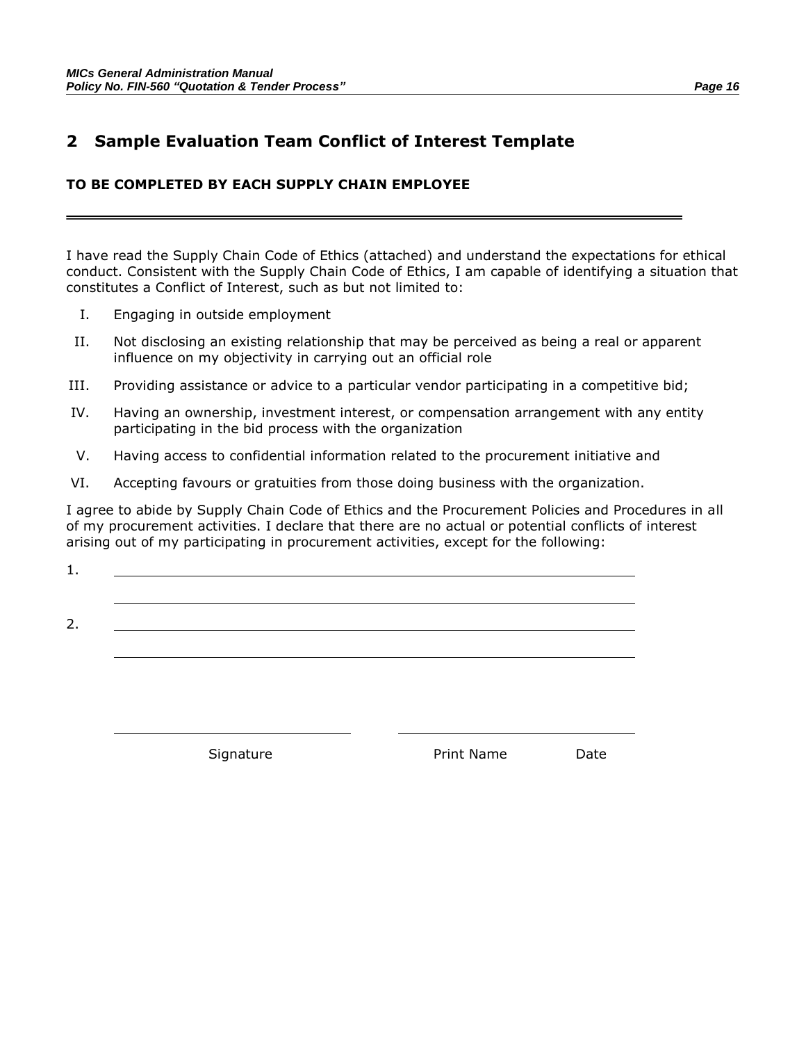## 2 Sample Evaluation Team Conflict of Interest Template

**TO BE COMPLETED BY EACH SUPPLY CHAIN EMPLOYEE**

---

I have read the Supply Chain Code of Ethics (attached) and understand the expectations for ethical conduct. Consistent with the Supply Chain Code of Ethics, I am capable of identifying a situation that constitutes a Conflict of Interest, such as but not limited to:

I. Engaging in outside employment

II. Not disclosing an existing relationship that may be perceived as being a real or apparent influence on my objectivity in carrying out an official role

III. Providing assistance or advice to a particular vendor participating in a competitive bid;

IV. Having an ownership, investment interest, or compensation arrangement with any entity participating in the bid process with the organization

V. Having access to confidential information related to the procurement initiative and

VI. Accepting favours or gratuities from those doing business with the organization.

I agree to abide by Supply Chain Code of Ethics and the Procurement Policies and Procedures in all of my procurement activities. I declare that there are no actual or potential conflicts of interest arising out of my participating in procurement activities, except for the following:

1. ______________________________________________________________

   ______________________________________________________________

2. ______________________________________________________________

   ______________________________________________________________

______________________________          ______________________________

Signature          Print Name          Date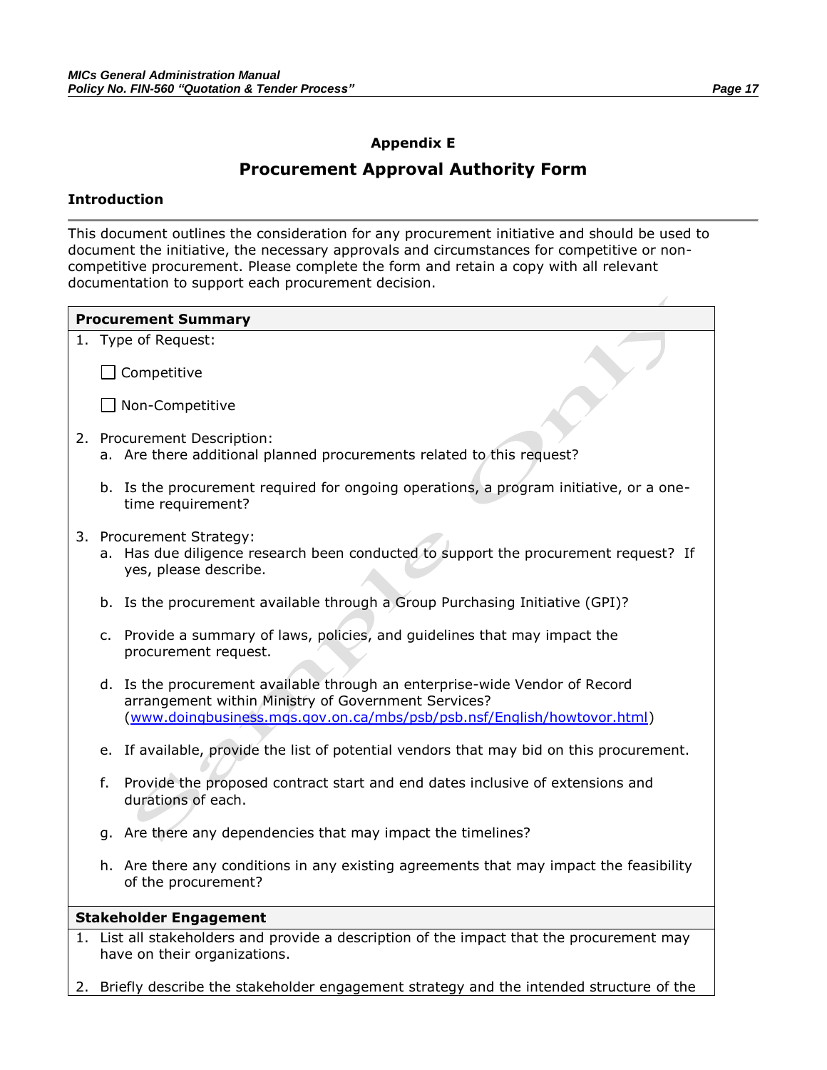## Appendix E

# Procurement Approval Authority Form

### Introduction

This document outlines the consideration for any procurement initiative and should be used to document the initiative, the necessary approvals and circumstances for competitive or non-competitive procurement. Please complete the form and retain a copy with all relevant documentation to support each procurement decision.

**Procurement Summary**

1. Type of Request:

   ☐ Competitive

   ☐ Non-Competitive

2. Procurement Description:
   a. Are there additional planned procurements related to this request?

   b. Is the procurement required for ongoing operations, a program initiative, or a one-time requirement?

3. Procurement Strategy:
   a. Has due diligence research been conducted to support the procurement request? If yes, please describe.

   b. Is the procurement available through a Group Purchasing Initiative (GPI)?

   c. Provide a summary of laws, policies, and guidelines that may impact the procurement request.

   d. Is the procurement available through an enterprise-wide Vendor of Record arrangement within Ministry of Government Services? (www.doingbusiness.mgs.gov.on.ca/mbs/psb/psb.nsf/English/howtovor.html)

   e. If available, provide the list of potential vendors that may bid on this procurement.

   f. Provide the proposed contract start and end dates inclusive of extensions and durations of each.

   g. Are there any dependencies that may impact the timelines?

   h. Are there any conditions in any existing agreements that may impact the feasibility of the procurement?

**Stakeholder Engagement**

1. List all stakeholders and provide a description of the impact that the procurement may have on their organizations.

2. Briefly describe the stakeholder engagement strategy and the intended structure of the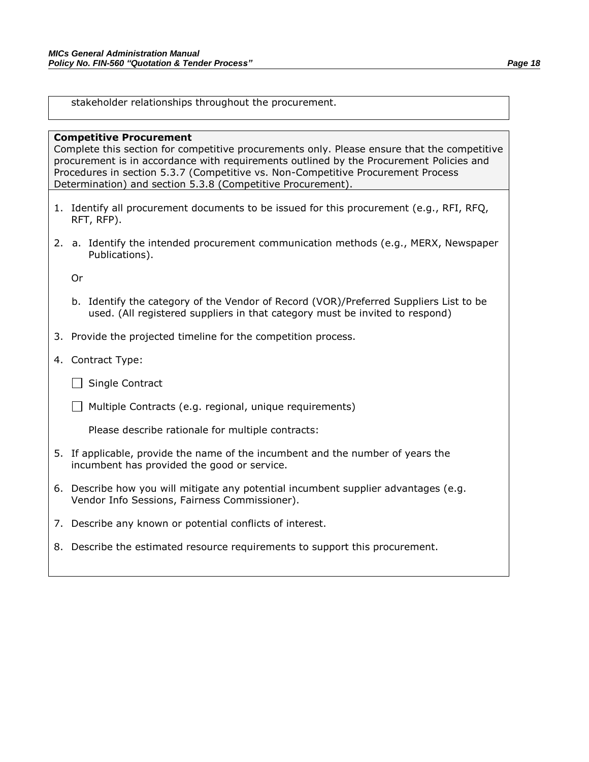stakeholder relationships throughout the procurement.

**Competitive Procurement**
Complete this section for competitive procurements only. Please ensure that the competitive procurement is in accordance with requirements outlined by the Procurement Policies and Procedures in section 5.3.7 (Competitive vs. Non-Competitive Procurement Process Determination) and section 5.3.8 (Competitive Procurement).

1. Identify all procurement documents to be issued for this procurement (e.g., RFI, RFQ, RFT, RFP).

2. a. Identify the intended procurement communication methods (e.g., MERX, Newspaper Publications).

   Or

   b. Identify the category of the Vendor of Record (VOR)/Preferred Suppliers List to be used. (All registered suppliers in that category must be invited to respond)

3. Provide the projected timeline for the competition process.

4. Contract Type:

   ☐ Single Contract

   ☐ Multiple Contracts (e.g. regional, unique requirements)

   Please describe rationale for multiple contracts:

5. If applicable, provide the name of the incumbent and the number of years the incumbent has provided the good or service.

6. Describe how you will mitigate any potential incumbent supplier advantages (e.g. Vendor Info Sessions, Fairness Commissioner).

7. Describe any known or potential conflicts of interest.

8. Describe the estimated resource requirements to support this procurement.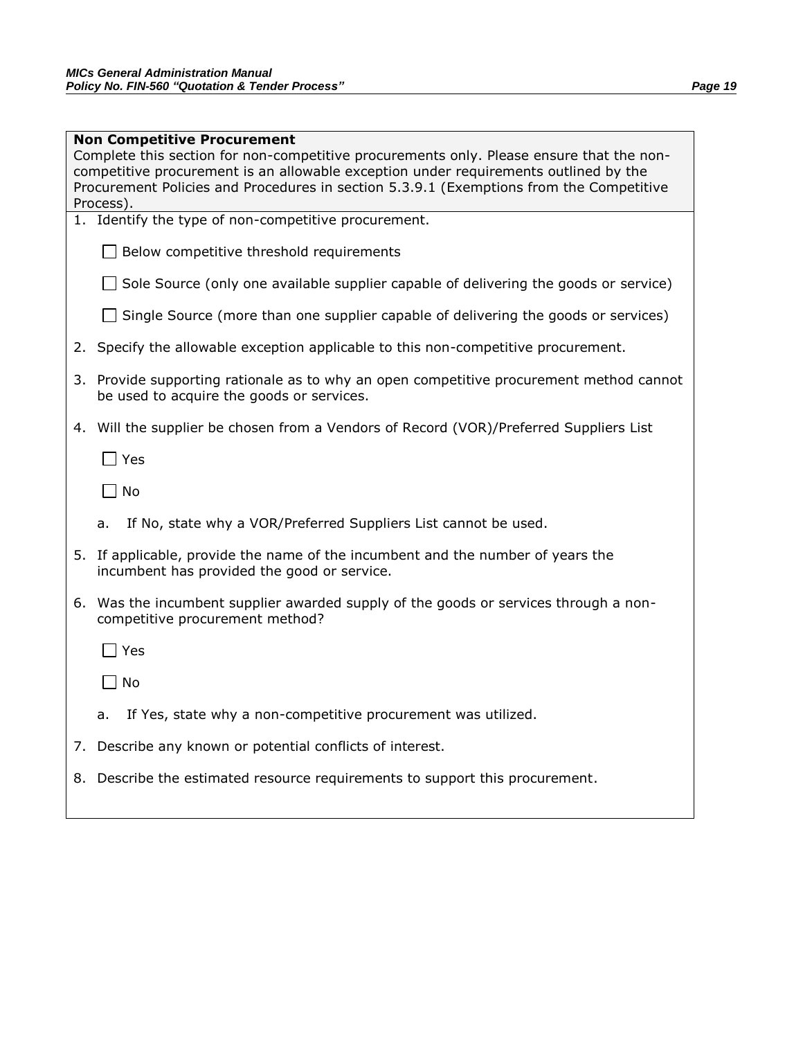**Non Competitive Procurement**

Complete this section for non-competitive procurements only. Please ensure that the non-competitive procurement is an allowable exception under requirements outlined by the Procurement Policies and Procedures in section 5.3.9.1 (Exemptions from the Competitive Process).

1. Identify the type of non-competitive procurement.

   ☐ Below competitive threshold requirements

   ☐ Sole Source (only one available supplier capable of delivering the goods or service)

   ☐ Single Source (more than one supplier capable of delivering the goods or services)

2. Specify the allowable exception applicable to this non-competitive procurement.

3. Provide supporting rationale as to why an open competitive procurement method cannot be used to acquire the goods or services.

4. Will the supplier be chosen from a Vendors of Record (VOR)/Preferred Suppliers List

   ☐ Yes

   ☐ No

   a. If No, state why a VOR/Preferred Suppliers List cannot be used.

5. If applicable, provide the name of the incumbent and the number of years the incumbent has provided the good or service.

6. Was the incumbent supplier awarded supply of the goods or services through a non-competitive procurement method?

   ☐ Yes

   ☐ No

   a. If Yes, state why a non-competitive procurement was utilized.

7. Describe any known or potential conflicts of interest.

8. Describe the estimated resource requirements to support this procurement.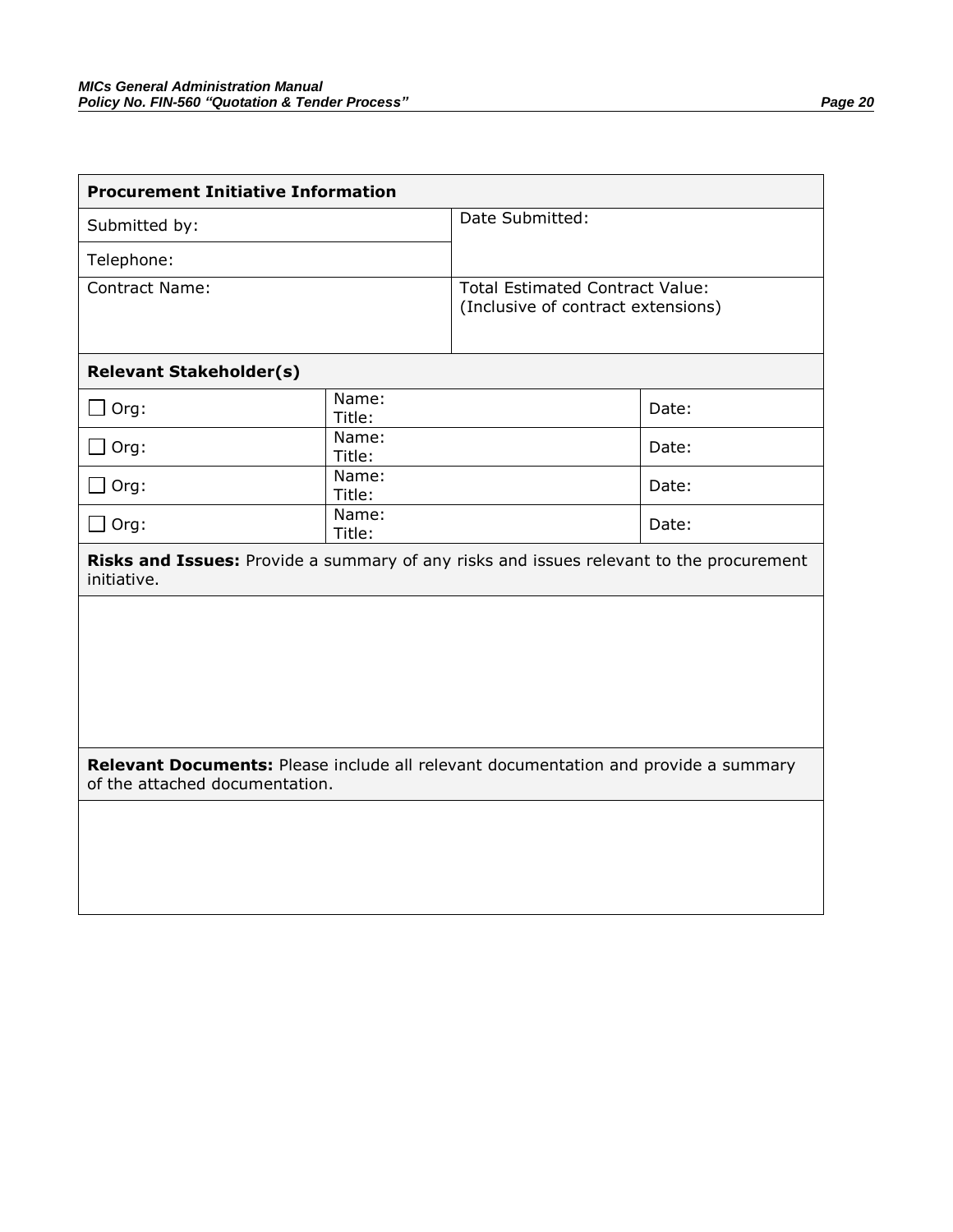| **Procurement Initiative Information** | | |
|---|---|---|
| Submitted by: | Date Submitted: | |
| Telephone: | | |
| Contract Name: | Total Estimated Contract Value: (Inclusive of contract extensions) | |
| **Relevant Stakeholder(s)** | | |
| ☐ Org: | Name: Title: | Date: |
| ☐ Org: | Name: Title: | Date: |
| ☐ Org: | Name: Title: | Date: |
| ☐ Org: | Name: Title: | Date: |
| **Risks and Issues:** Provide a summary of any risks and issues relevant to the procurement initiative. | | |
| | | |
| **Relevant Documents:** Please include all relevant documentation and provide a summary of the attached documentation. | | |
| | | |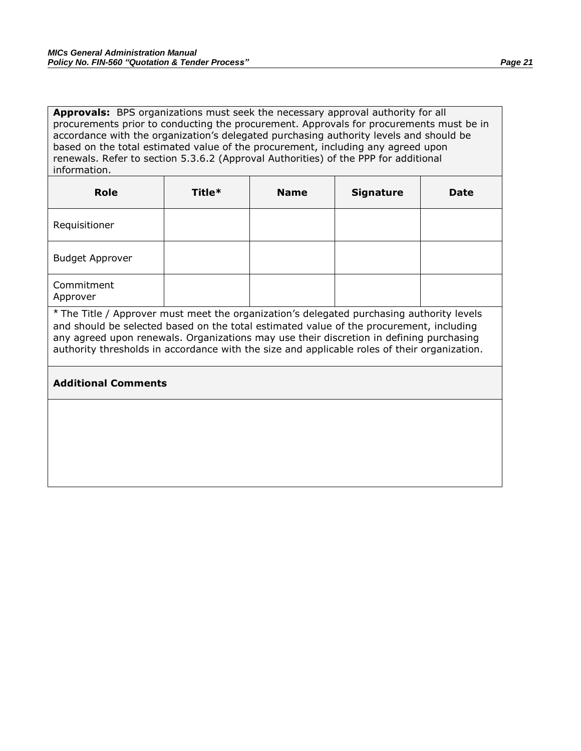**Approvals:** BPS organizations must seek the necessary approval authority for all procurements prior to conducting the procurement. Approvals for procurements must be in accordance with the organization's delegated purchasing authority levels and should be based on the total estimated value of the procurement, including any agreed upon renewals. Refer to section 5.3.6.2 (Approval Authorities) of the PPP for additional information.

| Role | Title* | Name | Signature | Date |
|---|---|---|---|---|
| Requisitioner | | | | |
| Budget Approver | | | | |
| Commitment Approver | | | | |

* The Title / Approver must meet the organization's delegated purchasing authority levels and should be selected based on the total estimated value of the procurement, including any agreed upon renewals. Organizations may use their discretion in defining purchasing authority thresholds in accordance with the size and applicable roles of their organization.

**Additional Comments**